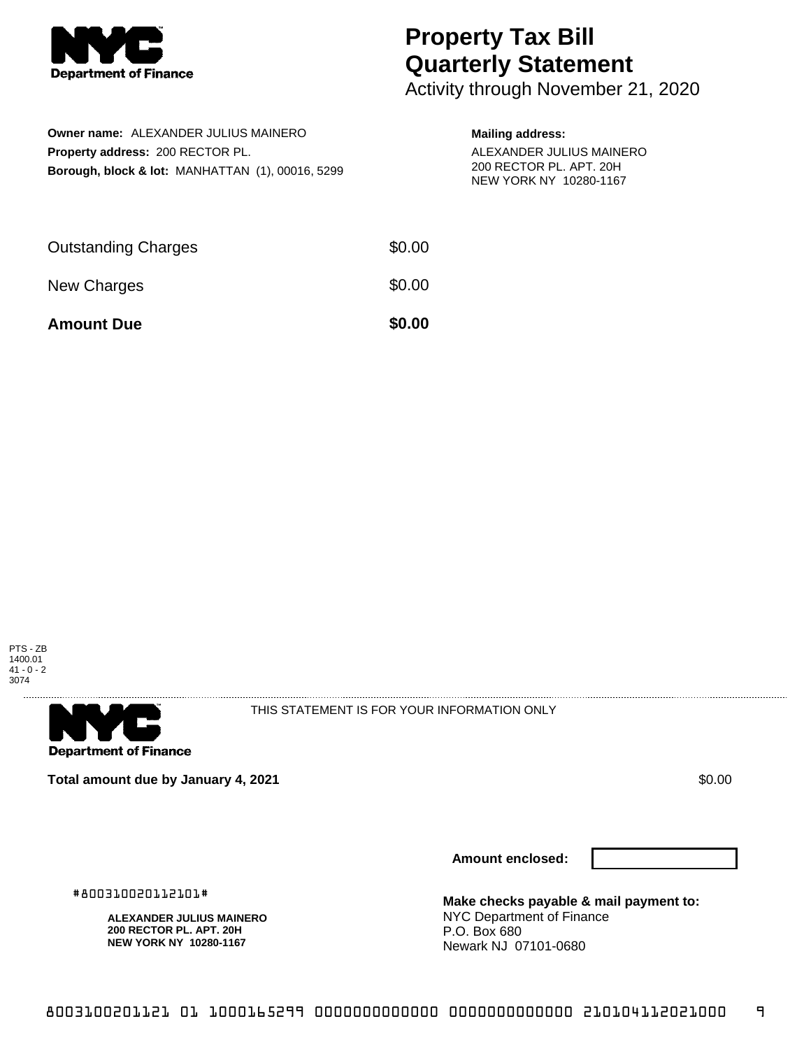# Property Tax Bill Quarterly Statement

Activity through November 21, 2020

**Owner name:** ALEXANDER JULIUS MAINERO
**Property address:** 200 RECTOR PL.
**Borough, block & lot:** MANHATTAN (1), 00016, 5299

**Mailing address:**
ALEXANDER JULIUS MAINERO
200 RECTOR PL. APT. 20H
NEW YORK NY 10280-1167

| | |
|---|---|
| Outstanding Charges | $0.00 |
| New Charges | $0.00 |
| **Amount Due** | **$0.00** |

PTS - ZB
1400.01
41 - 0 - 2
3074

THIS STATEMENT IS FOR YOUR INFORMATION ONLY

**Total amount due by January 4, 2021** $0.00

**Amount enclosed:**

#800310020112101#

**ALEXANDER JULIUS MAINERO**
**200 RECTOR PL. APT. 20H**
**NEW YORK NY 10280-1167**

**Make checks payable & mail payment to:**
NYC Department of Finance
P.O. Box 680
Newark NJ 07101-0680

8003100201121 01 1000165299 0000000000000 0000000000000 210104112021000 9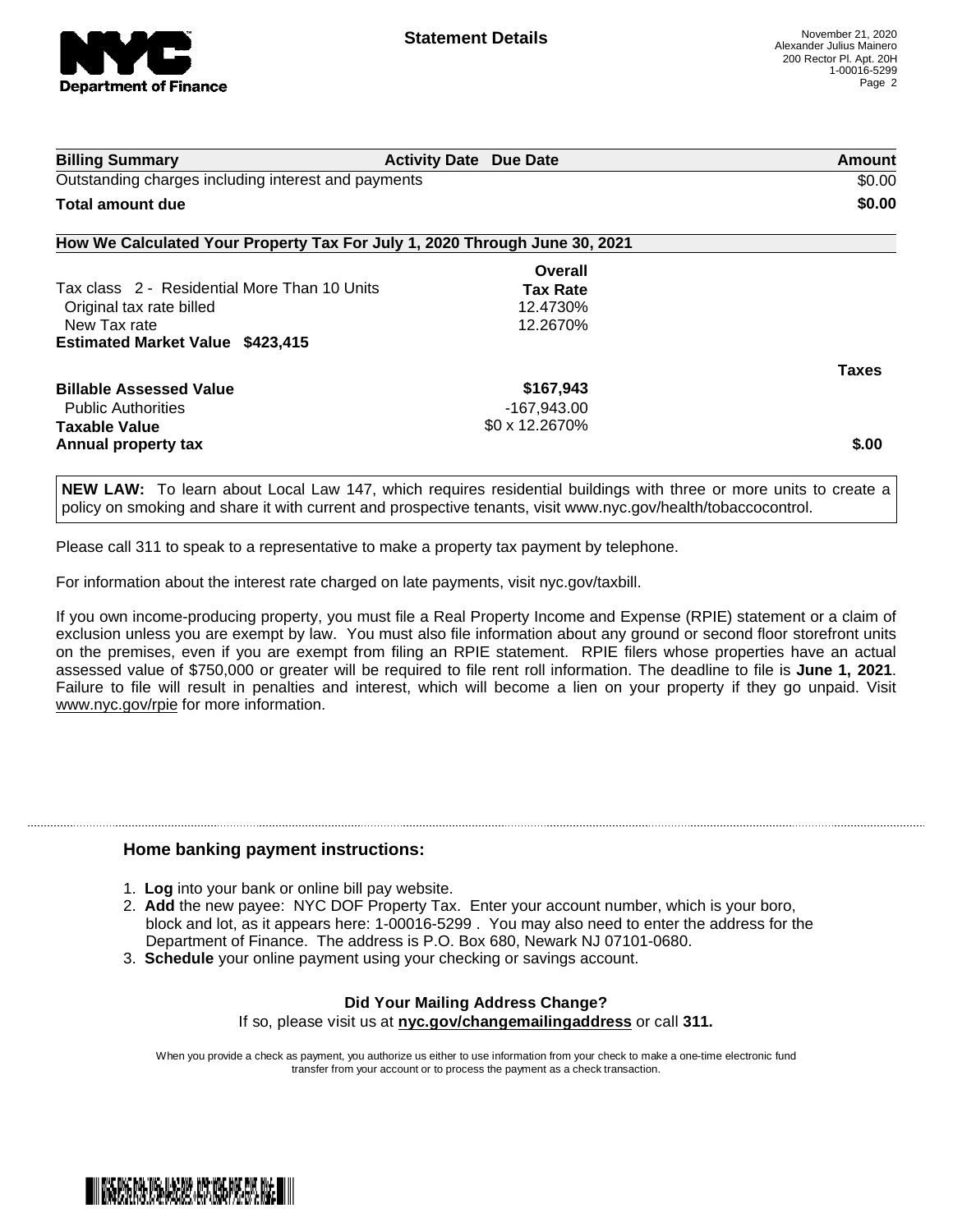## Statement Details

November 21, 2020
Alexander Julius Mainero
200 Rector Pl. Apt. 20H
1-00016-5299

| Billing Summary | Activity Date | Due Date | Amount |
|---|---|---|---|
| Outstanding charges including interest and payments | | | $0.00 |
| **Total amount due** | | | **$0.00** |

### How We Calculated Your Property Tax For July 1, 2020 Through June 30, 2021

| | Overall Tax Rate | Taxes |
|---|---|---|
| Tax class 2 - Residential More Than 10 Units | | |
| Original tax rate billed | 12.4730% | |
| New Tax rate | 12.2670% | |
| **Estimated Market Value $423,415** | | |
| **Billable Assessed Value** | **$167,943** | |
| Public Authorities | -167,943.00 | |
| **Taxable Value** | $0 x 12.2670% | |
| **Annual property tax** | | **$.00** |

**NEW LAW:** To learn about Local Law 147, which requires residential buildings with three or more units to create a policy on smoking and share it with current and prospective tenants, visit www.nyc.gov/health/tobaccocontrol.

Please call 311 to speak to a representative to make a property tax payment by telephone.

For information about the interest rate charged on late payments, visit nyc.gov/taxbill.

If you own income-producing property, you must file a Real Property Income and Expense (RPIE) statement or a claim of exclusion unless you are exempt by law. You must also file information about any ground or second floor storefront units on the premises, even if you are exempt from filing an RPIE statement. RPIE filers whose properties have an actual assessed value of $750,000 or greater will be required to file rent roll information. The deadline to file is **June 1, 2021**. Failure to file will result in penalties and interest, which will become a lien on your property if they go unpaid. Visit www.nyc.gov/rpie for more information.

### Home banking payment instructions:

1. **Log** into your bank or online bill pay website.
2. **Add** the new payee: NYC DOF Property Tax. Enter your account number, which is your boro, block and lot, as it appears here: 1-00016-5299 . You may also need to enter the address for the Department of Finance. The address is P.O. Box 680, Newark NJ 07101-0680.
3. **Schedule** your online payment using your checking or savings account.

**Did Your Mailing Address Change?**

If so, please visit us at **nyc.gov/changemailingaddress** or call **311.**

When you provide a check as payment, you authorize us either to use information from your check to make a one-time electronic fund transfer from your account or to process the payment as a check transaction.